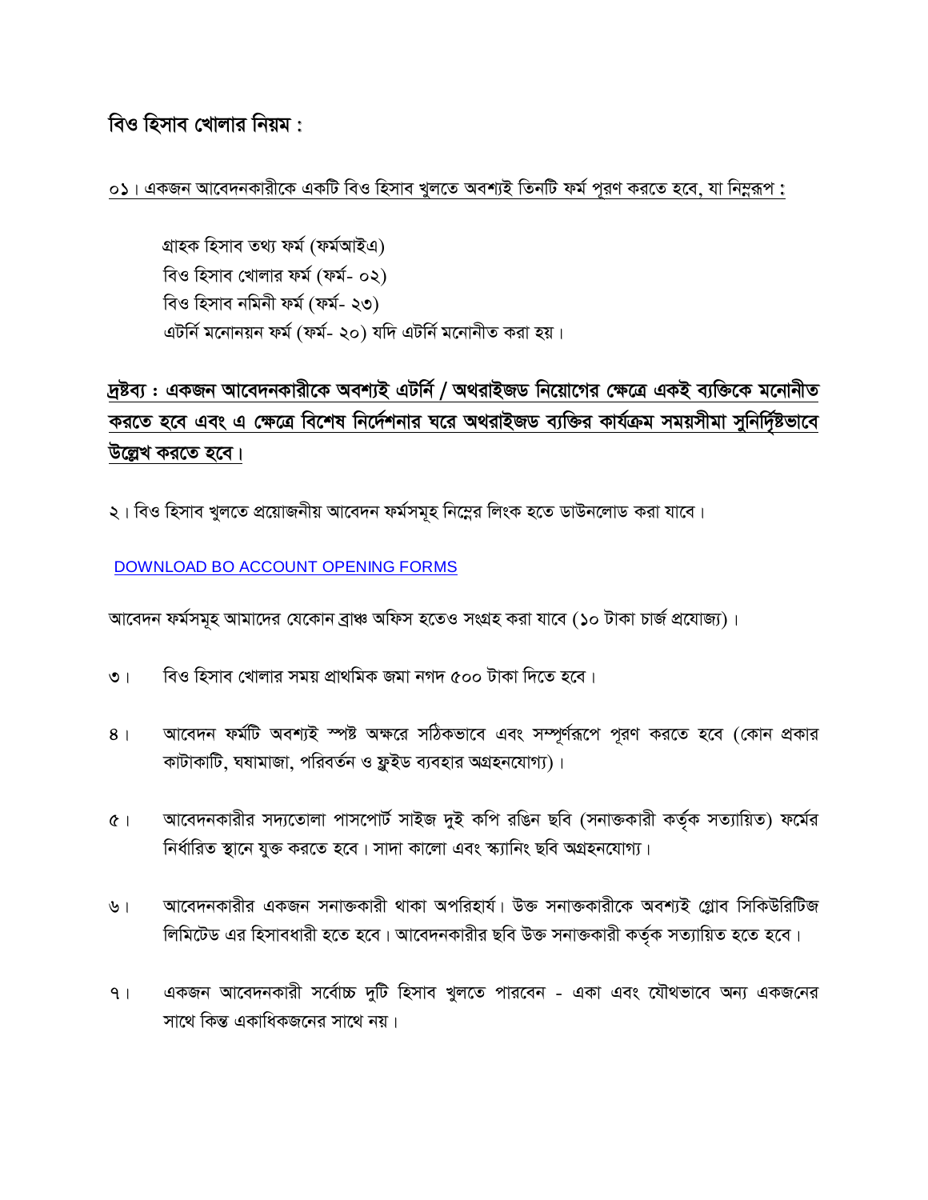# বিও হিসাব খোলার নিয়ম :

০১। একজন আবেদনকারীকে একটি বিও হিসাব খুলতে অবশ্যই তিনটি ফর্ম পূরণ করতে হবে, যা নিম্নরূপ :

গ্রাহক হিসাব তথ্য ফর্ম (ফর্মআইএ)
বিও হিসাব খোলার ফর্ম (ফর্ম- ০২)
বিও হিসাব নমিনী ফর্ম (ফর্ম- ২৩)
এটর্নি মনোনয়ন ফর্ম (ফর্ম- ২০) যদি এটর্নি মনোনীত করা হয়।

**দ্রষ্টব্য : একজন আবেদনকারীকে অবশ্যই এটর্নি / অথরাইজড নিয়োগের ক্ষেত্রে একই ব্যক্তিকে মনোনীত করতে হবে এবং এ ক্ষেত্রে বিশেষ নির্দেশনার ঘরে অথরাইজড ব্যক্তির কার্যক্রম সময়সীমা সুনির্দিষ্টভাবে উল্লেখ করতে হবে।**

২। বিও হিসাব খুলতে প্রয়োজনীয় আবেদন ফর্মসমূহ নিম্নের লিংক হতে ডাউনলোড করা যাবে।

DOWNLOAD BO ACCOUNT OPENING FORMS

আবেদন ফর্মসমূহ আমাদের যেকোন ব্রাঞ্চ অফিস হতেও সংগ্রহ করা যাবে (১০ টাকা চার্জ প্রযোজ্য)।

৩। বিও হিসাব খোলার সময় প্রাথমিক জমা নগদ ৫০০ টাকা দিতে হবে।

৪। আবেদন ফর্মটি অবশ্যই স্পষ্ট অক্ষরে সঠিকভাবে এবং সম্পূর্ণরূপে পূরণ করতে হবে (কোন প্রকার কাটাকাটি, ঘষামাজা, পরিবর্তন ও ফ্লুইড ব্যবহার অগ্রহনযোগ্য)।

৫। আবেদনকারীর সদ্যতোলা পাসপোর্ট সাইজ দুই কপি রঙিন ছবি (সনাক্তকারী কর্তৃক সত্যায়িত) ফর্মের নির্ধারিত স্থানে যুক্ত করতে হবে। সাদা কালো এবং স্ক্যানিং ছবি অগ্রহনযোগ্য।

৬। আবেদনকারীর একজন সনাক্তকারী থাকা অপরিহার্য। উক্ত সনাক্তকারীকে অবশ্যই গ্লোব সিকিউরিটিজ লিমিটেড এর হিসাবধারী হতে হবে। আবেদনকারীর ছবি উক্ত সনাক্তকারী কর্তৃক সত্যায়িত হতে হবে।

৭। একজন আবেদনকারী সর্বোচ্চ দুটি হিসাব খুলতে পারবেন - একা এবং যৌথভাবে অন্য একজনের সাথে কিন্তু একাধিকজনের সাথে নয়।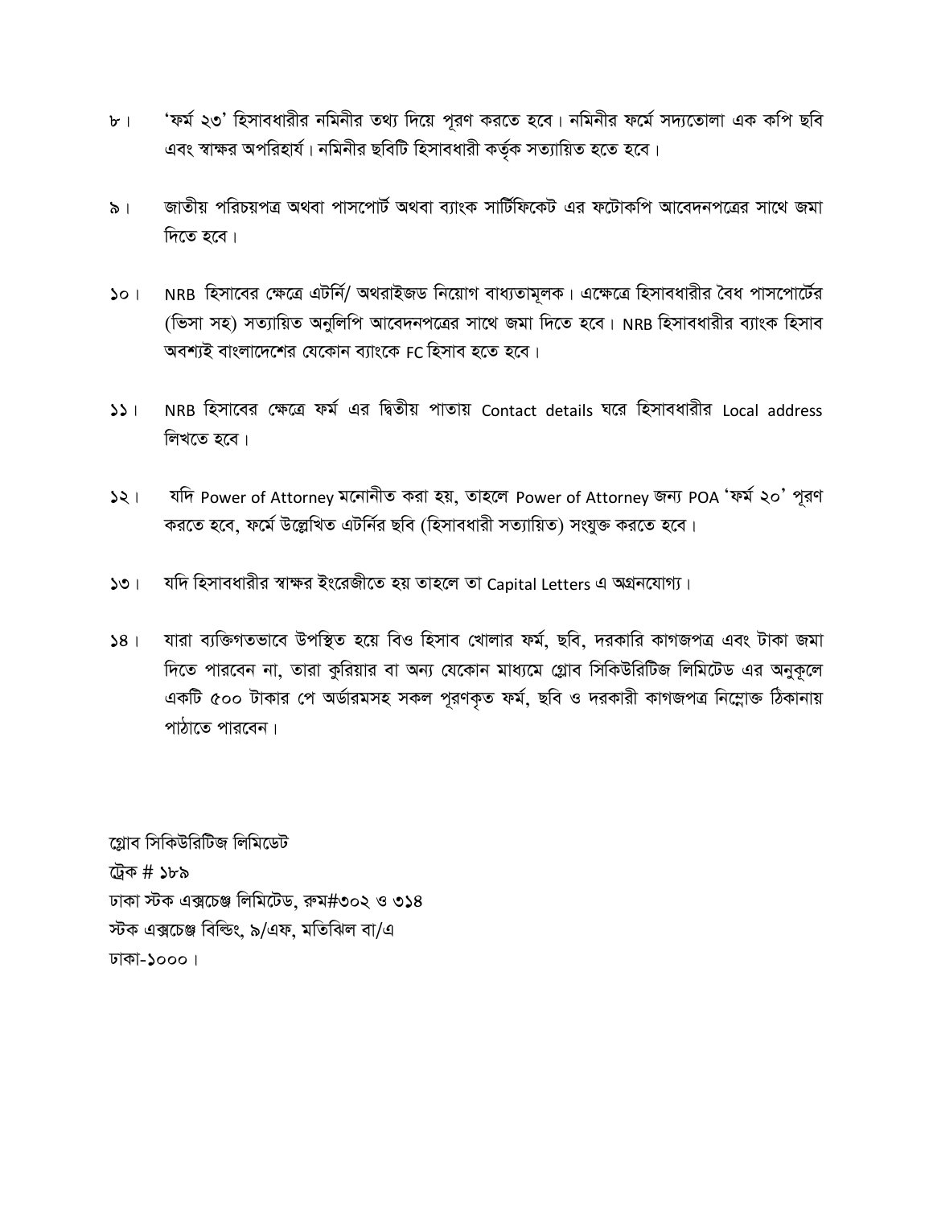৮। ‘ফর্ম ২৩’ হিসাবধারীর নমিনীর তথ্য দিয়ে পূরণ করতে হবে। নমিনীর ফর্মে সদ্যতোলা এক কপি ছবি এবং স্বাক্ষর অপরিহার্য। নমিনীর ছবিটি হিসাবধারী কর্তৃক সত্যায়িত হতে হবে।

৯। জাতীয় পরিচয়পত্র অথবা পাসপোর্ট অথবা ব্যাংক সার্টিফিকেট এর ফটোকপি আবেদনপত্রের সাথে জমা দিতে হবে।

১০। NRB হিসাবের ক্ষেত্রে এটর্নি/ অথরাইজড নিয়োগ বাধ্যতামূলক। এক্ষেত্রে হিসাবধারীর বৈধ পাসপোর্টের (ভিসা সহ) সত্যায়িত অনুলিপি আবেদনপত্রের সাথে জমা দিতে হবে। NRB হিসাবধারীর ব্যাংক হিসাব অবশ্যই বাংলাদেশের যেকোন ব্যাংকে FC হিসাব হতে হবে।

১১। NRB হিসাবের ক্ষেত্রে ফর্ম এর দ্বিতীয় পাতায় Contact details ঘরে হিসাবধারীর Local address লিখতে হবে।

১২। যদি Power of Attorney মনোনীত করা হয়, তাহলে Power of Attorney জন্য POA ‘ফর্ম ২০’ পূরণ করতে হবে, ফর্মে উল্লেখিত এটর্নির ছবি (হিসাবধারী সত্যায়িত) সংযুক্ত করতে হবে।

১৩। যদি হিসাবধারীর স্বাক্ষর ইংরেজীতে হয় তাহলে তা Capital Letters এ অগ্রনযোগ্য।

১৪। যারা ব্যক্তিগতভাবে উপস্থিত হয়ে বিও হিসাব খোলার ফর্ম, ছবি, দরকারি কাগজপত্র এবং টাকা জমা দিতে পারবেন না, তারা কুরিয়ার বা অন্য যেকোন মাধ্যমে গ্লোব সিকিউরিটিজ লিমিটেড এর অনুকূলে একটি ৫০০ টাকার পে অর্ডারমসহ সকল পূরণকৃত ফর্ম, ছবি ও দরকারী কাগজপত্র নিম্নোক্ত ঠিকানায় পাঠাতে পারবেন।

গ্লোব সিকিউরিটিজ লিমিডেট
ট্রেক # ১৮৯
ঢাকা স্টক এক্সচেঞ্জ লিমিটেড, রুম#৩০২ ও ৩১৪
স্টক এক্সচেঞ্জ বিল্ডিং, ৯/এফ, মতিঝিল বা/এ
ঢাকা-১০০০।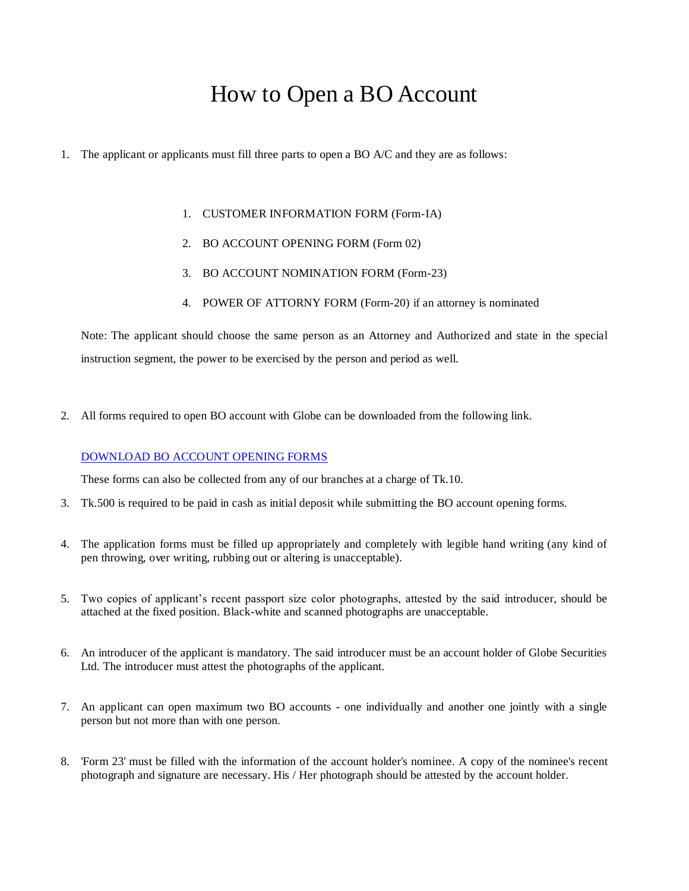# How to Open a BO Account

1. The applicant or applicants must fill three parts to open a BO A/C and they are as follows:

   1. CUSTOMER INFORMATION FORM (Form-IA)
   2. BO ACCOUNT OPENING FORM (Form 02)
   3. BO ACCOUNT NOMINATION FORM (Form-23)
   4. POWER OF ATTORNY FORM (Form-20) if an attorney is nominated

   Note: The applicant should choose the same person as an Attorney and Authorized and state in the special instruction segment, the power to be exercised by the person and period as well.

2. All forms required to open BO account with Globe can be downloaded from the following link.

   DOWNLOAD BO ACCOUNT OPENING FORMS

   These forms can also be collected from any of our branches at a charge of Tk.10.

3. Tk.500 is required to be paid in cash as initial deposit while submitting the BO account opening forms.

4. The application forms must be filled up appropriately and completely with legible hand writing (any kind of pen throwing, over writing, rubbing out or altering is unacceptable).

5. Two copies of applicant's recent passport size color photographs, attested by the said introducer, should be attached at the fixed position. Black-white and scanned photographs are unacceptable.

6. An introducer of the applicant is mandatory. The said introducer must be an account holder of Globe Securities Ltd. The introducer must attest the photographs of the applicant.

7. An applicant can open maximum two BO accounts - one individually and another one jointly with a single person but not more than with one person.

8. 'Form 23' must be filled with the information of the account holder's nominee. A copy of the nominee's recent photograph and signature are necessary. His / Her photograph should be attested by the account holder.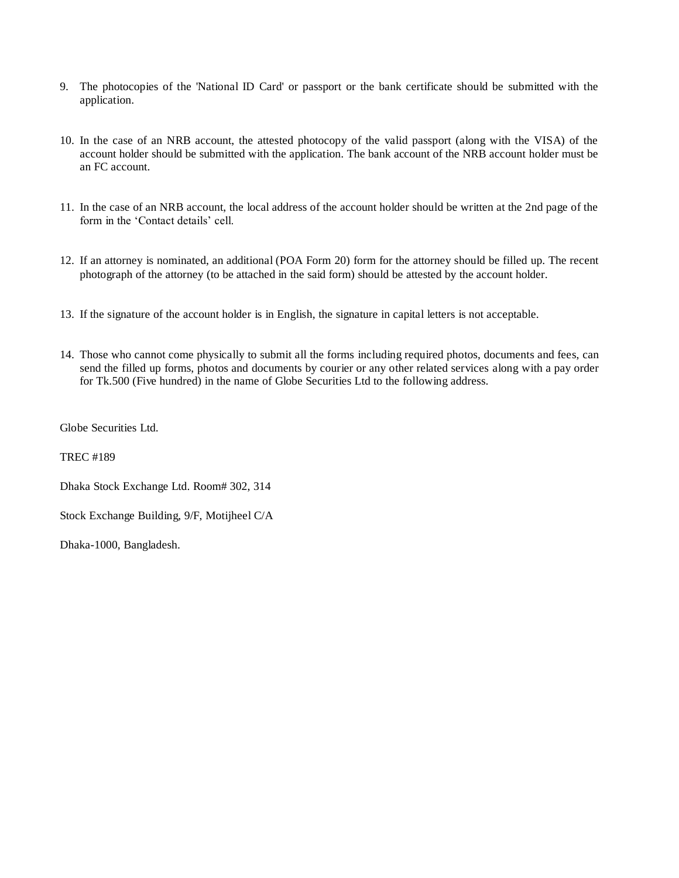9. The photocopies of the 'National ID Card' or passport or the bank certificate should be submitted with the application.

10. In the case of an NRB account, the attested photocopy of the valid passport (along with the VISA) of the account holder should be submitted with the application. The bank account of the NRB account holder must be an FC account.

11. In the case of an NRB account, the local address of the account holder should be written at the 2nd page of the form in the 'Contact details' cell.

12. If an attorney is nominated, an additional (POA Form 20) form for the attorney should be filled up. The recent photograph of the attorney (to be attached in the said form) should be attested by the account holder.

13. If the signature of the account holder is in English, the signature in capital letters is not acceptable.

14. Those who cannot come physically to submit all the forms including required photos, documents and fees, can send the filled up forms, photos and documents by courier or any other related services along with a pay order for Tk.500 (Five hundred) in the name of Globe Securities Ltd to the following address.

Globe Securities Ltd.

TREC #189

Dhaka Stock Exchange Ltd. Room# 302, 314

Stock Exchange Building, 9/F, Motijheel C/A

Dhaka-1000, Bangladesh.